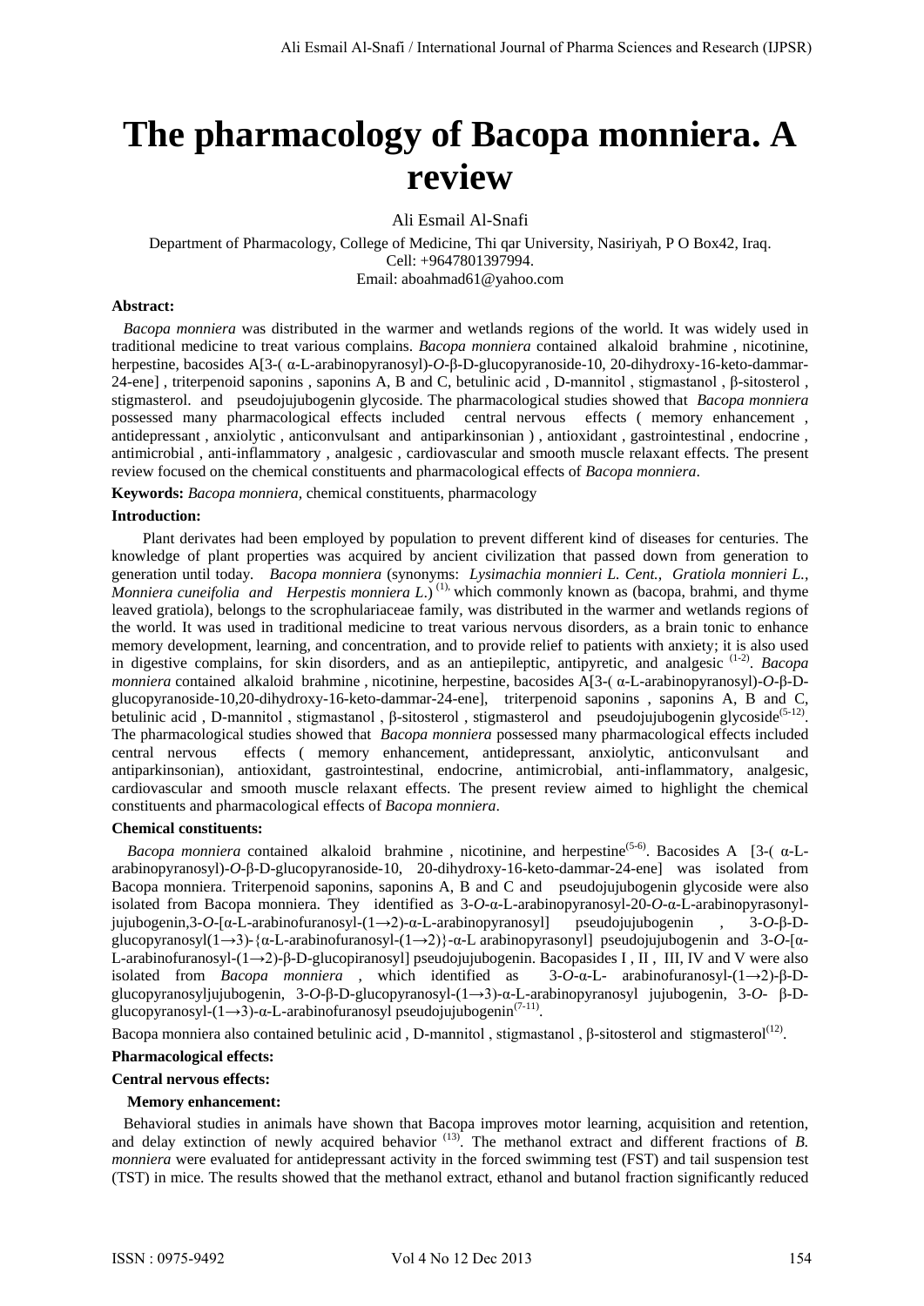# The pharmacology of Bacopa monniera. A review

Ali Esmail Al-Snafi

Department of Pharmacology, College of Medicine, Thi qar University, Nasiriyah, P O Box42, Iraq.
Cell: +9647801397994.
Email: aboahmad61@yahoo.com

**Abstract:**

*Bacopa monniera* was distributed in the warmer and wetlands regions of the world. It was widely used in traditional medicine to treat various complains. *Bacopa monniera* contained alkaloid brahmine , nicotinine, herpestine, bacosides A[3-( α-L-arabinopyranosyl)-*O*-β-D-glucopyranoside-10, 20-dihydroxy-16-keto-dammar-24-ene] , triterpenoid saponins , saponins A, B and C, betulinic acid , D-mannitol , stigmastanol , β-sitosterol , stigmasterol. and pseudojujubogenin glycoside. The pharmacological studies showed that *Bacopa monniera* possessed many pharmacological effects included central nervous effects ( memory enhancement , antidepressant , anxiolytic , anticonvulsant and antiparkinsonian ) , antioxidant , gastrointestinal , endocrine , antimicrobial , anti-inflammatory , analgesic , cardiovascular and smooth muscle relaxant effects. The present review focused on the chemical constituents and pharmacological effects of *Bacopa monniera*.

**Keywords:** *Bacopa monniera,* chemical constituents, pharmacology

**Introduction:**

Plant derivates had been employed by population to prevent different kind of diseases for centuries. The knowledge of plant properties was acquired by ancient civilization that passed down from generation to generation until today. *Bacopa monniera* (synonyms: *Lysimachia monnieri L. Cent., Gratiola monnieri L., Monniera cuneifolia and Herpestis monniera L.*)[1], which commonly known as (bacopa, brahmi, and thyme leaved gratiola), belongs to the scrophulariaceae family, was distributed in the warmer and wetlands regions of the world. It was used in traditional medicine to treat various nervous disorders, as a brain tonic to enhance memory development, learning, and concentration, and to provide relief to patients with anxiety; it is also used in digestive complains, for skin disorders, and as an antiepileptic, antipyretic, and analgesic [1-2]. *Bacopa monniera* contained alkaloid brahmine , nicotinine, herpestine, bacosides A[3-( α-L-arabinopyranosyl)-*O*-β-D-glucopyranoside-10,20-dihydroxy-16-keto-dammar-24-ene], triterpenoid saponins , saponins A, B and C, betulinic acid , D-mannitol , stigmastanol , β-sitosterol , stigmasterol and pseudojujubogenin glycoside[5-12]. The pharmacological studies showed that *Bacopa monniera* possessed many pharmacological effects included central nervous effects ( memory enhancement, antidepressant, anxiolytic, anticonvulsant and antiparkinsonian), antioxidant, gastrointestinal, endocrine, antimicrobial, anti-inflammatory, analgesic, cardiovascular and smooth muscle relaxant effects. The present review aimed to highlight the chemical constituents and pharmacological effects of *Bacopa monniera*.

**Chemical constituents:**

*Bacopa monniera* contained alkaloid brahmine , nicotinine, and herpestine[5-6]. Bacosides A [3-( α-L-arabinopyranosyl)-*O*-β-D-glucopyranoside-10, 20-dihydroxy-16-keto-dammar-24-ene] was isolated from Bacopa monniera. Triterpenoid saponins, saponins A, B and C and pseudojujubogenin glycoside were also isolated from Bacopa monniera. They identified as 3-*O*-α-L-arabinopyranosyl-20-*O*-α-L-arabinopyrasonyl-jujubogenin,3-*O*-[α-L-arabinofuranosyl-(1→2)-α-L-arabinopyranosyl] pseudojujubogenin , 3-*O*-β-D-glucopyranosyl(1→3)-{α-L-arabinofuranosyl-(1→2)}-α-L arabinopyrasonyl] pseudojujubogenin and 3-*O*-[α-L-arabinofuranosyl-(1→2)-β-D-glucopiranosyl] pseudojujubogenin. Bacopasides I , II , III, IV and V were also isolated from *Bacopa monniera* , which identified as 3-*O*-α-L- arabinofuranosyl-(1→2)-β-D-glucopyranosyljujubogenin, 3-*O*-β-D-glucopyranosyl-(1→3)-α-L-arabinopyranosyl jujubogenin, 3-*O*- β-D-glucopyranosyl-(1→3)-α-L-arabinofuranosyl pseudojujubogenin[7-11].

Bacopa monniera also contained betulinic acid , D-mannitol , stigmastanol , β-sitosterol and stigmasterol[12].

**Pharmacological effects:**

**Central nervous effects:**

**Memory enhancement:**

Behavioral studies in animals have shown that Bacopa improves motor learning, acquisition and retention, and delay extinction of newly acquired behavior [13]. The methanol extract and different fractions of *B. monniera* were evaluated for antidepressant activity in the forced swimming test (FST) and tail suspension test (TST) in mice. The results showed that the methanol extract, ethanol and butanol fraction significantly reduced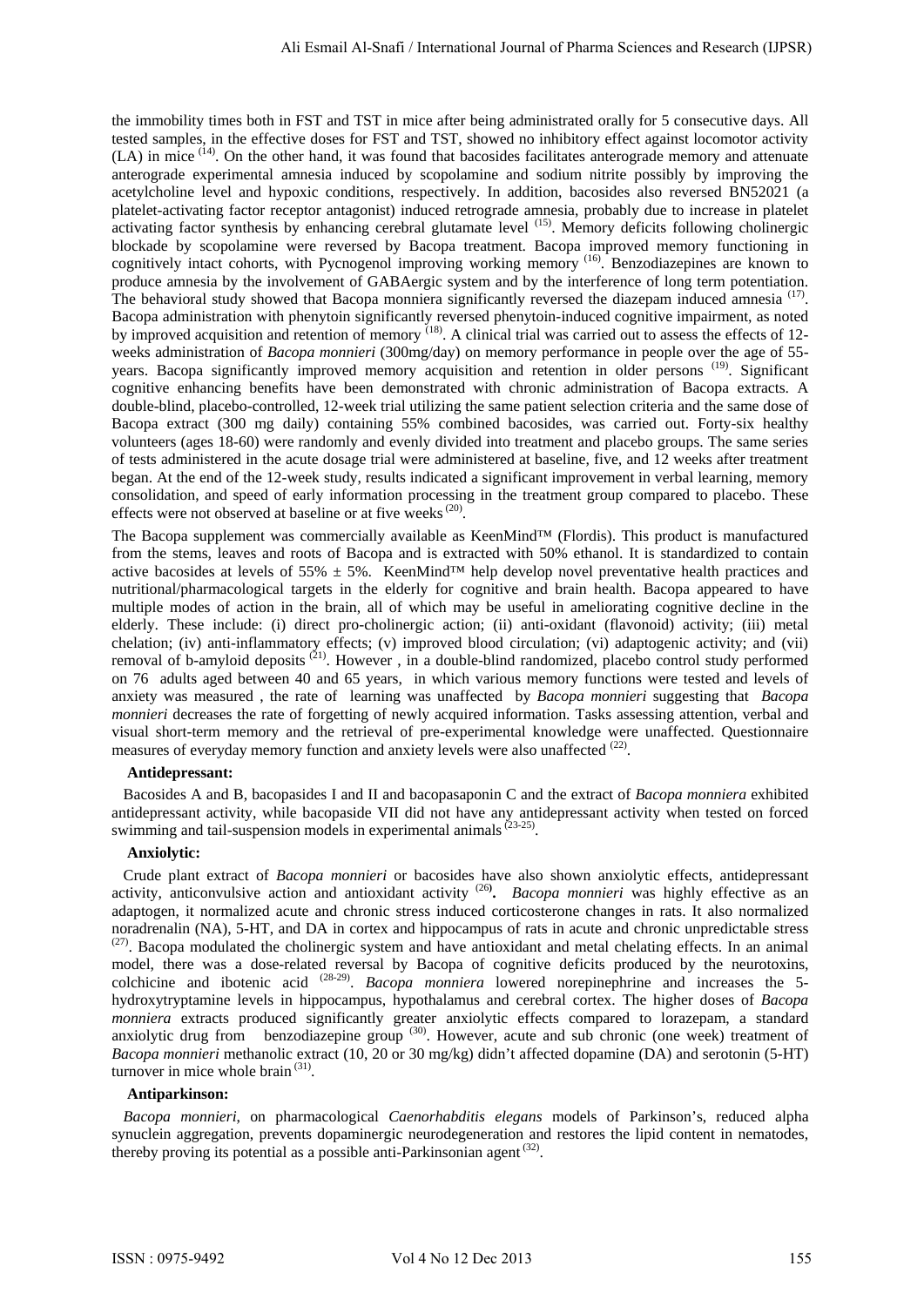the immobility times both in FST and TST in mice after being administrated orally for 5 consecutive days. All tested samples, in the effective doses for FST and TST, showed no inhibitory effect against locomotor activity (LA) in mice [14]. On the other hand, it was found that bacosides facilitates anterograde memory and attenuate anterograde experimental amnesia induced by scopolamine and sodium nitrite possibly by improving the acetylcholine level and hypoxic conditions, respectively. In addition, bacosides also reversed BN52021 (a platelet-activating factor receptor antagonist) induced retrograde amnesia, probably due to increase in platelet activating factor synthesis by enhancing cerebral glutamate level [15]. Memory deficits following cholinergic blockade by scopolamine were reversed by Bacopa treatment. Bacopa improved memory functioning in cognitively intact cohorts, with Pycnogenol improving working memory [16]. Benzodiazepines are known to produce amnesia by the involvement of GABAergic system and by the interference of long term potentiation. The behavioral study showed that Bacopa monniera significantly reversed the diazepam induced amnesia [17]. Bacopa administration with phenytoin significantly reversed phenytoin-induced cognitive impairment, as noted by improved acquisition and retention of memory [18]. A clinical trial was carried out to assess the effects of 12-weeks administration of *Bacopa monnieri* (300mg/day) on memory performance in people over the age of 55-years. Bacopa significantly improved memory acquisition and retention in older persons [19]. Significant cognitive enhancing benefits have been demonstrated with chronic administration of Bacopa extracts. A double-blind, placebo-controlled, 12-week trial utilizing the same patient selection criteria and the same dose of Bacopa extract (300 mg daily) containing 55% combined bacosides, was carried out. Forty-six healthy volunteers (ages 18-60) were randomly and evenly divided into treatment and placebo groups. The same series of tests administered in the acute dosage trial were administered at baseline, five, and 12 weeks after treatment began. At the end of the 12-week study, results indicated a significant improvement in verbal learning, memory consolidation, and speed of early information processing in the treatment group compared to placebo. These effects were not observed at baseline or at five weeks [20].

The Bacopa supplement was commercially available as KeenMind™ (Flordis). This product is manufactured from the stems, leaves and roots of Bacopa and is extracted with 50% ethanol. It is standardized to contain active bacosides at levels of 55% ± 5%. KeenMind™ help develop novel preventative health practices and nutritional/pharmacological targets in the elderly for cognitive and brain health. Bacopa appeared to have multiple modes of action in the brain, all of which may be useful in ameliorating cognitive decline in the elderly. These include: (i) direct pro-cholinergic action; (ii) anti-oxidant (flavonoid) activity; (iii) metal chelation; (iv) anti-inflammatory effects; (v) improved blood circulation; (vi) adaptogenic activity; and (vii) removal of b-amyloid deposits [21]. However , in a double-blind randomized, placebo control study performed on 76 adults aged between 40 and 65 years, in which various memory functions were tested and levels of anxiety was measured , the rate of learning was unaffected by *Bacopa monnieri* suggesting that *Bacopa monnieri* decreases the rate of forgetting of newly acquired information. Tasks assessing attention, verbal and visual short-term memory and the retrieval of pre-experimental knowledge were unaffected. Questionnaire measures of everyday memory function and anxiety levels were also unaffected [22].

**Antidepressant:**

Bacosides A and B, bacopasides I and II and bacopasaponin C and the extract of *Bacopa monniera* exhibited antidepressant activity, while bacopaside VII did not have any antidepressant activity when tested on forced swimming and tail-suspension models in experimental animals [23-25].

**Anxiolytic:**

Crude plant extract of *Bacopa monnieri* or bacosides have also shown anxiolytic effects, antidepressant activity, anticonvulsive action and antioxidant activity [26]**.** *Bacopa monnieri* was highly effective as an adaptogen, it normalized acute and chronic stress induced corticosterone changes in rats. It also normalized noradrenalin (NA), 5-HT, and DA in cortex and hippocampus of rats in acute and chronic unpredictable stress [27]. Bacopa modulated the cholinergic system and have antioxidant and metal chelating effects. In an animal model, there was a dose-related reversal by Bacopa of cognitive deficits produced by the neurotoxins, colchicine and ibotenic acid [28-29]. *Bacopa monniera* lowered norepinephrine and increases the 5-hydroxytryptamine levels in hippocampus, hypothalamus and cerebral cortex. The higher doses of *Bacopa monniera* extracts produced significantly greater anxiolytic effects compared to lorazepam, a standard anxiolytic drug from benzodiazepine group [30]. However, acute and sub chronic (one week) treatment of *Bacopa monnieri* methanolic extract (10, 20 or 30 mg/kg) didn't affected dopamine (DA) and serotonin (5-HT) turnover in mice whole brain [31].

**Antiparkinson:**

*Bacopa monnieri*, on pharmacological *Caenorhabditis elegans* models of Parkinson's, reduced alpha synuclein aggregation, prevents dopaminergic neurodegeneration and restores the lipid content in nematodes, thereby proving its potential as a possible anti-Parkinsonian agent [32].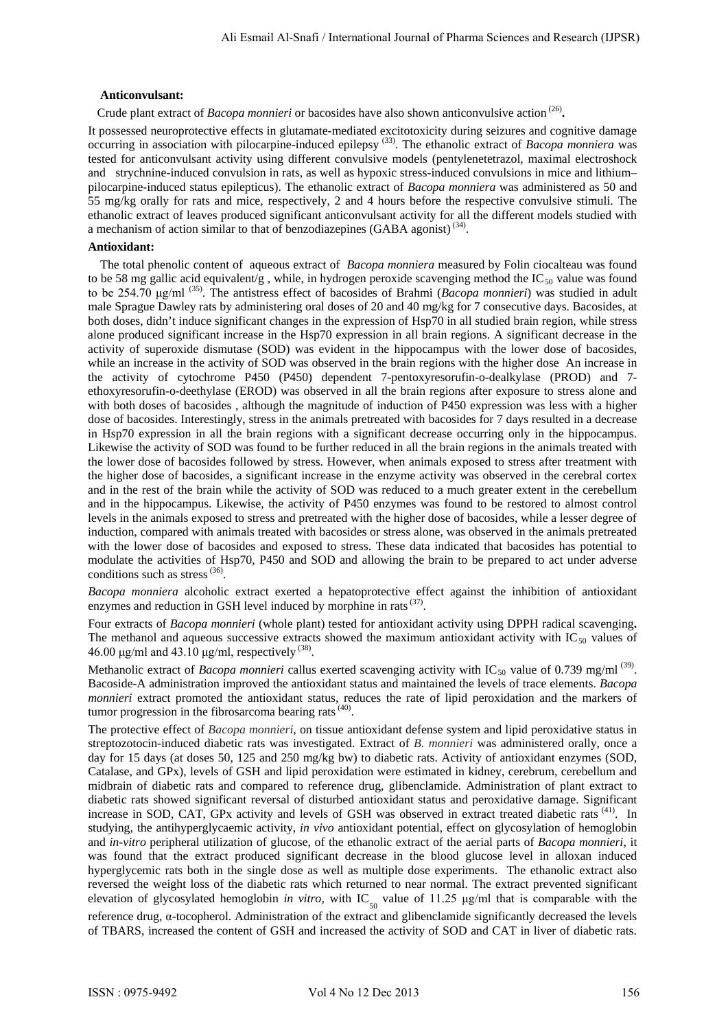**Anticonvulsant:**

Crude plant extract of *Bacopa monnieri* or bacosides have also shown anticonvulsive action [26].

It possessed neuroprotective effects in glutamate-mediated excitotoxicity during seizures and cognitive damage occurring in association with pilocarpine-induced epilepsy [33]. The ethanolic extract of *Bacopa monniera* was tested for anticonvulsant activity using different convulsive models (pentylenetetrazol, maximal electroshock and strychnine-induced convulsion in rats, as well as hypoxic stress-induced convulsions in mice and lithium–pilocarpine-induced status epilepticus). The ethanolic extract of *Bacopa monniera* was administered as 50 and 55 mg/kg orally for rats and mice, respectively, 2 and 4 hours before the respective convulsive stimuli. The ethanolic extract of leaves produced significant anticonvulsant activity for all the different models studied with a mechanism of action similar to that of benzodiazepines (GABA agonist) [34].

**Antioxidant:**

The total phenolic content of aqueous extract of *Bacopa monniera* measured by Folin ciocalteau was found to be 58 mg gallic acid equivalent/g , while, in hydrogen peroxide scavenging method the $IC_{50}$ value was found to be 254.70 μg/ml [35]. The antistress effect of bacosides of Brahmi (*Bacopa monnieri*) was studied in adult male Sprague Dawley rats by administering oral doses of 20 and 40 mg/kg for 7 consecutive days. Bacosides, at both doses, didn't induce significant changes in the expression of Hsp70 in all studied brain region, while stress alone produced significant increase in the Hsp70 expression in all brain regions. A significant decrease in the activity of superoxide dismutase (SOD) was evident in the hippocampus with the lower dose of bacosides, while an increase in the activity of SOD was observed in the brain regions with the higher dose An increase in the activity of cytochrome P450 (P450) dependent 7-pentoxyresorufin-o-dealkylase (PROD) and 7-ethoxyresorufin-o-deethylase (EROD) was observed in all the brain regions after exposure to stress alone and with both doses of bacosides , although the magnitude of induction of P450 expression was less with a higher dose of bacosides. Interestingly, stress in the animals pretreated with bacosides for 7 days resulted in a decrease in Hsp70 expression in all the brain regions with a significant decrease occurring only in the hippocampus. Likewise the activity of SOD was found to be further reduced in all the brain regions in the animals treated with the lower dose of bacosides followed by stress. However, when animals exposed to stress after treatment with the higher dose of bacosides, a significant increase in the enzyme activity was observed in the cerebral cortex and in the rest of the brain while the activity of SOD was reduced to a much greater extent in the cerebellum and in the hippocampus. Likewise, the activity of P450 enzymes was found to be restored to almost control levels in the animals exposed to stress and pretreated with the higher dose of bacosides, while a lesser degree of induction, compared with animals treated with bacosides or stress alone, was observed in the animals pretreated with the lower dose of bacosides and exposed to stress. These data indicated that bacosides has potential to modulate the activities of Hsp70, P450 and SOD and allowing the brain to be prepared to act under adverse conditions such as stress [36].

*Bacopa monniera* alcoholic extract exerted a hepatoprotective effect against the inhibition of antioxidant enzymes and reduction in GSH level induced by morphine in rats [37].

Four extracts of *Bacopa monnieri* (whole plant) tested for antioxidant activity using DPPH radical scavenging**.** The methanol and aqueous successive extracts showed the maximum antioxidant activity with $IC_{50}$ values of 46.00 μg/ml and 43.10 μg/ml, respectively [38].

Methanolic extract of *Bacopa monnieri* callus exerted scavenging activity with $IC_{50}$ value of 0.739 mg/ml [39]. Bacoside-A administration improved the antioxidant status and maintained the levels of trace elements. *Bacopa monnieri* extract promoted the antioxidant status, reduces the rate of lipid peroxidation and the markers of tumor progression in the fibrosarcoma bearing rats [40].

The protective effect of *Bacopa monnieri*, on tissue antioxidant defense system and lipid peroxidative status in streptozotocin-induced diabetic rats was investigated. Extract of *B. monnieri* was administered orally, once a day for 15 days (at doses 50, 125 and 250 mg/kg bw) to diabetic rats. Activity of antioxidant enzymes (SOD, Catalase, and GPx), levels of GSH and lipid peroxidation were estimated in kidney, cerebrum, cerebellum and midbrain of diabetic rats and compared to reference drug, glibenclamide. Administration of plant extract to diabetic rats showed significant reversal of disturbed antioxidant status and peroxidative damage. Significant increase in SOD, CAT, GPx activity and levels of GSH was observed in extract treated diabetic rats [41]. In studying, the antihyperglycaemic activity, *in vivo* antioxidant potential, effect on glycosylation of hemoglobin and *in-vitro* peripheral utilization of glucose, of the ethanolic extract of the aerial parts of *Bacopa monnieri*, it was found that the extract produced significant decrease in the blood glucose level in alloxan induced hyperglycemic rats both in the single dose as well as multiple dose experiments. The ethanolic extract also reversed the weight loss of the diabetic rats which returned to near normal. The extract prevented significant elevation of glycosylated hemoglobin *in vitro*, with $IC_{50}$ value of 11.25 μg/ml that is comparable with the reference drug, α-tocopherol. Administration of the extract and glibenclamide significantly decreased the levels of TBARS, increased the content of GSH and increased the activity of SOD and CAT in liver of diabetic rats.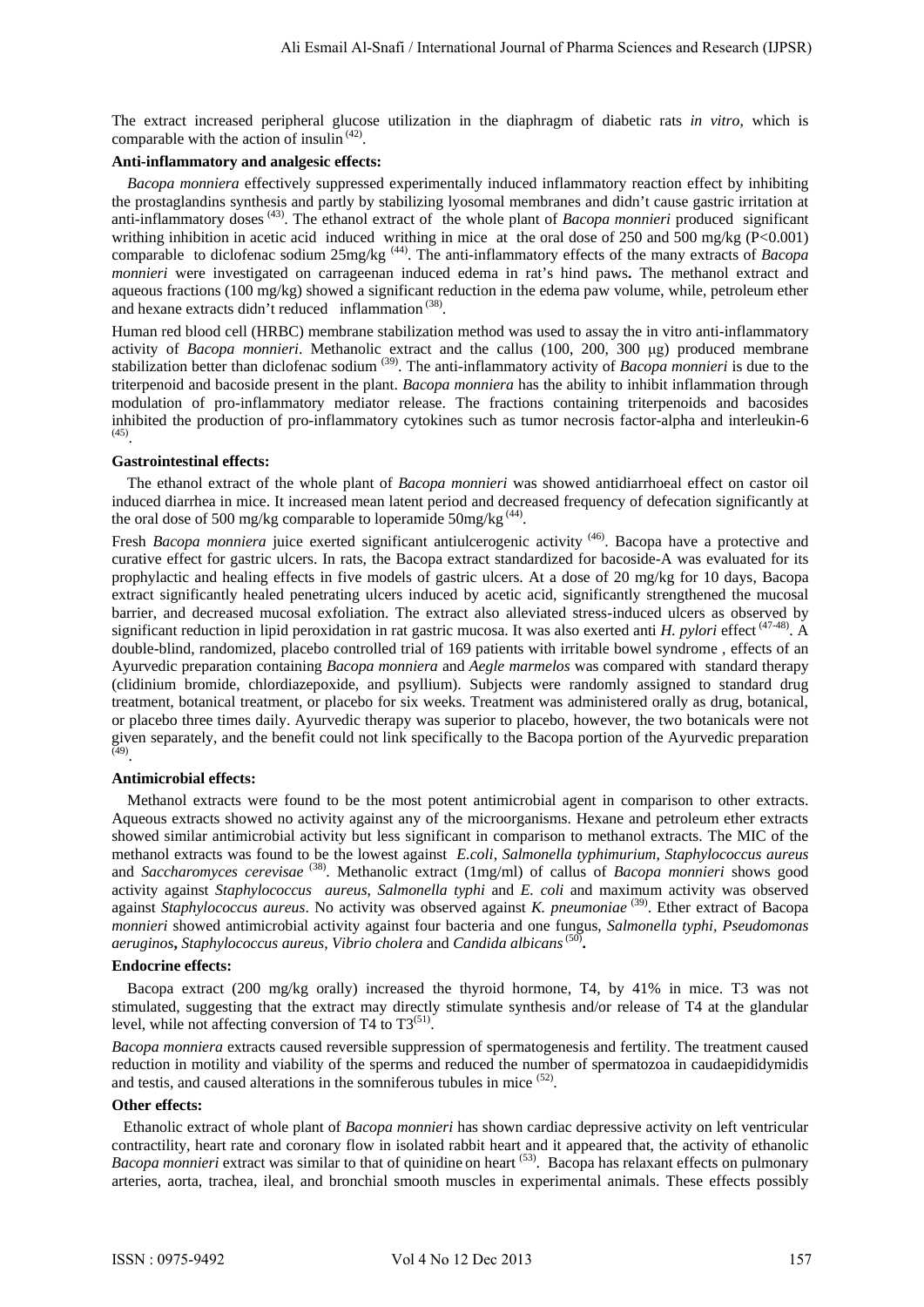The extract increased peripheral glucose utilization in the diaphragm of diabetic rats *in vitro*, which is comparable with the action of insulin [42].

**Anti-inflammatory and analgesic effects:**

*Bacopa monniera* effectively suppressed experimentally induced inflammatory reaction effect by inhibiting the prostaglandins synthesis and partly by stabilizing lyosomal membranes and didn't cause gastric irritation at anti-inflammatory doses [43]. The ethanol extract of the whole plant of *Bacopa monnieri* produced significant writhing inhibition in acetic acid induced writhing in mice at the oral dose of 250 and 500 mg/kg ($P<0.001$) comparable to diclofenac sodium 25mg/kg [44]. The anti-inflammatory effects of the many extracts of *Bacopa monnieri* were investigated on carrageenan induced edema in rat's hind paws**.** The methanol extract and aqueous fractions (100 mg/kg) showed a significant reduction in the edema paw volume, while, petroleum ether and hexane extracts didn't reduced inflammation [38].

Human red blood cell (HRBC) membrane stabilization method was used to assay the in vitro anti-inflammatory activity of *Bacopa monnieri*. Methanolic extract and the callus (100, 200, 300 μg) produced membrane stabilization better than diclofenac sodium [39]. The anti-inflammatory activity of *Bacopa monnieri* is due to the triterpenoid and bacoside present in the plant. *Bacopa monniera* has the ability to inhibit inflammation through modulation of pro-inflammatory mediator release. The fractions containing triterpenoids and bacosides inhibited the production of pro-inflammatory cytokines such as tumor necrosis factor-alpha and interleukin-6 [45].

**Gastrointestinal effects:**

The ethanol extract of the whole plant of *Bacopa monnieri* was showed antidiarrhoeal effect on castor oil induced diarrhea in mice. It increased mean latent period and decreased frequency of defecation significantly at the oral dose of 500 mg/kg comparable to loperamide 50mg/kg [44].

Fresh *Bacopa monniera* juice exerted significant antiulcerogenic activity [46]. Bacopa have a protective and curative effect for gastric ulcers. In rats, the Bacopa extract standardized for bacoside-A was evaluated for its prophylactic and healing effects in five models of gastric ulcers. At a dose of 20 mg/kg for 10 days, Bacopa extract significantly healed penetrating ulcers induced by acetic acid, significantly strengthened the mucosal barrier, and decreased mucosal exfoliation. The extract also alleviated stress-induced ulcers as observed by significant reduction in lipid peroxidation in rat gastric mucosa. It was also exerted anti *H. pylori* effect [47-48]. A double-blind, randomized, placebo controlled trial of 169 patients with irritable bowel syndrome , effects of an Ayurvedic preparation containing *Bacopa monniera* and *Aegle marmelos* was compared with standard therapy (clidinium bromide, chlordiazepoxide, and psyllium). Subjects were randomly assigned to standard drug treatment, botanical treatment, or placebo for six weeks. Treatment was administered orally as drug, botanical, or placebo three times daily. Ayurvedic therapy was superior to placebo, however, the two botanicals were not given separately, and the benefit could not link specifically to the Bacopa portion of the Ayurvedic preparation [49].

**Antimicrobial effects:**

Methanol extracts were found to be the most potent antimicrobial agent in comparison to other extracts. Aqueous extracts showed no activity against any of the microorganisms. Hexane and petroleum ether extracts showed similar antimicrobial activity but less significant in comparison to methanol extracts. The MIC of the methanol extracts was found to be the lowest against *E.coli*, *Salmonella typhimurium*, *Staphylococcus aureus* and *Saccharomyces cerevisae* [38]. Methanolic extract (1mg/ml) of callus of *Bacopa monnieri* shows good activity against *Staphylococcus aureus*, *Salmonella typhi* and *E. coli* and maximum activity was observed against *Staphylococcus aureus*. No activity was observed against *K. pneumoniae* [39]. Ether extract of Bacopa *monnieri* showed antimicrobial activity against four bacteria and one fungus, *Salmonella typhi*, *Pseudomonas aeruginos***,** *Staphylococcus aureus, Vibrio cholera* and *Candida albicans* [50]**.**

**Endocrine effects:**

Bacopa extract (200 mg/kg orally) increased the thyroid hormone, T4, by 41% in mice. T3 was not stimulated, suggesting that the extract may directly stimulate synthesis and/or release of T4 at the glandular level, while not affecting conversion of T4 to T3 [51].

*Bacopa monniera* extracts caused reversible suppression of spermatogenesis and fertility. The treatment caused reduction in motility and viability of the sperms and reduced the number of spermatozoa in caudaepididymidis and testis, and caused alterations in the somniferous tubules in mice [52].

**Other effects:**

Ethanolic extract of whole plant of *Bacopa monnieri* has shown cardiac depressive activity on left ventricular contractility, heart rate and coronary flow in isolated rabbit heart and it appeared that, the activity of ethanolic *Bacopa monnieri* extract was similar to that of quinidine on heart [53]. Bacopa has relaxant effects on pulmonary arteries, aorta, trachea, ileal, and bronchial smooth muscles in experimental animals. These effects possibly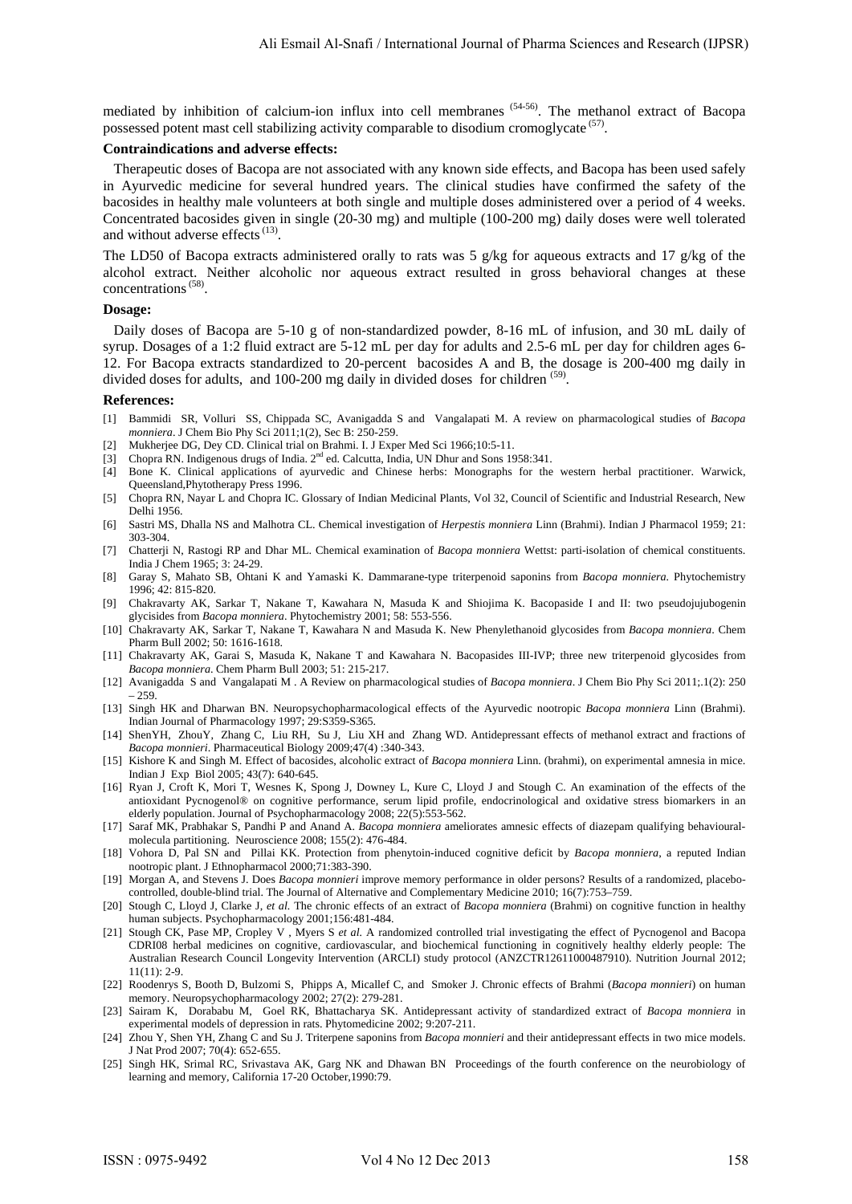mediated by inhibition of calcium-ion influx into cell membranes [54-56]. The methanol extract of Bacopa possessed potent mast cell stabilizing activity comparable to disodium cromoglycate [57].

**Contraindications and adverse effects:**

Therapeutic doses of Bacopa are not associated with any known side effects, and Bacopa has been used safely in Ayurvedic medicine for several hundred years. The clinical studies have confirmed the safety of the bacosides in healthy male volunteers at both single and multiple doses administered over a period of 4 weeks. Concentrated bacosides given in single (20-30 mg) and multiple (100-200 mg) daily doses were well tolerated and without adverse effects [13].

The LD50 of Bacopa extracts administered orally to rats was 5 g/kg for aqueous extracts and 17 g/kg of the alcohol extract. Neither alcoholic nor aqueous extract resulted in gross behavioral changes at these concentrations [58].

**Dosage:**

Daily doses of Bacopa are 5-10 g of non-standardized powder, 8-16 mL of infusion, and 30 mL daily of syrup. Dosages of a 1:2 fluid extract are 5-12 mL per day for adults and 2.5-6 mL per day for children ages 6-12. For Bacopa extracts standardized to 20-percent bacosides A and B, the dosage is 200-400 mg daily in divided doses for adults, and 100-200 mg daily in divided doses for children [59].

**References:**

[1] Bammidi SR, Volluri SS, Chippada SC, Avanigadda S and Vangalapati M. A review on pharmacological studies of *Bacopa monniera*. J Chem Bio Phy Sci 2011;1(2), Sec B: 250-259.

[2] Mukherjee DG, Dey CD. Clinical trial on Brahmi. I. J Exper Med Sci 1966;10:5-11.

[3] Chopra RN. Indigenous drugs of India. 2nd ed. Calcutta, India, UN Dhur and Sons 1958:341.

[4] Bone K. Clinical applications of ayurvedic and Chinese herbs: Monographs for the western herbal practitioner. Warwick, Queensland,Phytotherapy Press 1996.

[5] Chopra RN, Nayar L and Chopra IC. Glossary of Indian Medicinal Plants, Vol 32, Council of Scientific and Industrial Research, New Delhi 1956.

[6] Sastri MS, Dhalla NS and Malhotra CL. Chemical investigation of *Herpestis monniera* Linn (Brahmi). Indian J Pharmacol 1959; 21: 303-304.

[7] Chatterji N, Rastogi RP and Dhar ML. Chemical examination of *Bacopa monniera* Wettst: parti-isolation of chemical constituents. India J Chem 1965; 3: 24-29.

[8] Garay S, Mahato SB, Ohtani K and Yamaski K. Dammarane-type triterpenoid saponins from *Bacopa monniera.* Phytochemistry 1996; 42: 815-820.

[9] Chakravarty AK, Sarkar T, Nakane T, Kawahara N, Masuda K and Shiojima K. Bacopaside I and II: two pseudojujubogenin glycisides from *Bacopa monniera*. Phytochemistry 2001; 58: 553-556.

[10] Chakravarty AK, Sarkar T, Nakane T, Kawahara N and Masuda K. New Phenylethanoid glycosides from *Bacopa monniera*. Chem Pharm Bull 2002; 50: 1616-1618.

[11] Chakravarty AK, Garai S, Masuda K, Nakane T and Kawahara N. Bacopasides III-IVP; three new triterpenoid glycosides from *Bacopa monniera*. Chem Pharm Bull 2003; 51: 215-217.

[12] Avanigadda S and Vangalapati M . A Review on pharmacological studies of *Bacopa monniera*. J Chem Bio Phy Sci 2011;.1(2): 250 – 259.

[13] Singh HK and Dharwan BN. Neuropsychopharmacological effects of the Ayurvedic nootropic *Bacopa monniera* Linn (Brahmi). Indian Journal of Pharmacology 1997; 29:S359-S365.

[14] ShenYH, ZhouY, Zhang C, Liu RH, Su J, Liu XH and Zhang WD. Antidepressant effects of methanol extract and fractions of *Bacopa monnieri*. Pharmaceutical Biology 2009;47(4) :340-343.

[15] Kishore K and Singh M. Effect of bacosides, alcoholic extract of *Bacopa monniera* Linn. (brahmi), on experimental amnesia in mice. Indian J Exp Biol 2005; 43(7): 640-645.

[16] Ryan J, Croft K, Mori T, Wesnes K, Spong J, Downey L, Kure C, Lloyd J and Stough C. An examination of the effects of the antioxidant Pycnogenol® on cognitive performance, serum lipid profile, endocrinological and oxidative stress biomarkers in an elderly population. Journal of Psychopharmacology 2008; 22(5):553-562.

[17] Saraf MK, Prabhakar S, Pandhi P and Anand A. *Bacopa monniera* ameliorates amnesic effects of diazepam qualifying behavioural-molecula partitioning. Neuroscience 2008; 155(2): 476-484.

[18] Vohora D, Pal SN and Pillai KK. Protection from phenytoin-induced cognitive deficit by *Bacopa monniera*, a reputed Indian nootropic plant. J Ethnopharmacol 2000;71:383-390.

[19] Morgan A, and Stevens J. Does *Bacopa monnieri* improve memory performance in older persons? Results of a randomized, placebo-controlled, double-blind trial. The Journal of Alternative and Complementary Medicine 2010; 16(7):753–759.

[20] Stough C, Lloyd J, Clarke J, *et al.* The chronic effects of an extract of *Bacopa monniera* (Brahmi) on cognitive function in healthy human subjects. Psychopharmacology 2001;156:481-484.

[21] Stough CK, Pase MP, Cropley V , Myers S *et al.* A randomized controlled trial investigating the effect of Pycnogenol and Bacopa CDRI08 herbal medicines on cognitive, cardiovascular, and biochemical functioning in cognitively healthy elderly people: The Australian Research Council Longevity Intervention (ARCLI) study protocol (ANZCTR12611000487910). Nutrition Journal 2012; 11(11): 2-9.

[22] Roodenrys S, Booth D, Bulzomi S, Phipps A, Micallef C, and Smoker J. Chronic effects of Brahmi (*Bacopa monnieri*) on human memory. Neuropsychopharmacology 2002; 27(2): 279-281.

[23] Sairam K, Dorababu M, Goel RK, Bhattacharya SK. Antidepressant activity of standardized extract of *Bacopa monniera* in experimental models of depression in rats. Phytomedicine 2002; 9:207-211.

[24] Zhou Y, Shen YH, Zhang C and Su J. Triterpene saponins from *Bacopa monnieri* and their antidepressant effects in two mice models. J Nat Prod 2007; 70(4): 652-655.

[25] Singh HK, Srimal RC, Srivastava AK, Garg NK and Dhawan BN Proceedings of the fourth conference on the neurobiology of learning and memory, California 17-20 October,1990:79.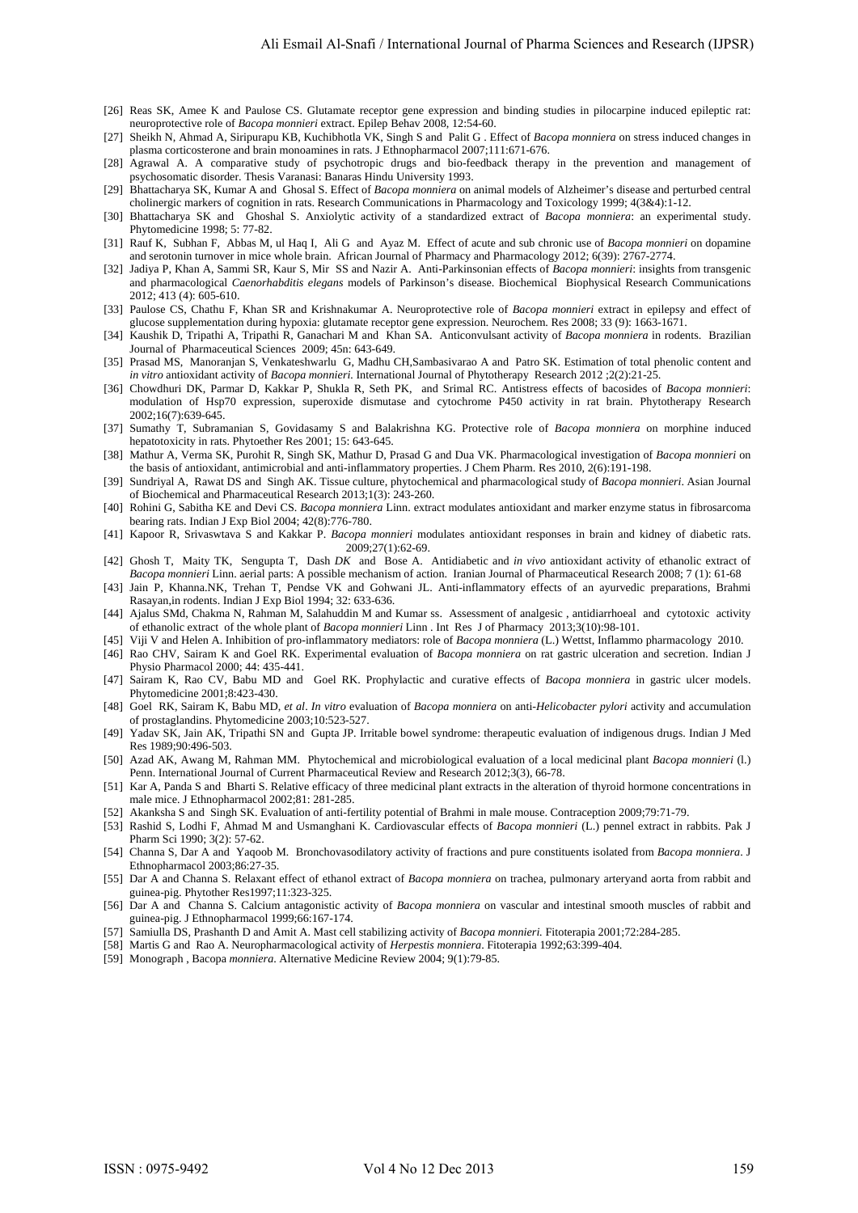[26] Reas SK, Amee K and Paulose CS. Glutamate receptor gene expression and binding studies in pilocarpine induced epileptic rat: neuroprotective role of *Bacopa monnieri* extract. Epilep Behav 2008, 12:54-60.

[27] Sheikh N, Ahmad A, Siripurapu KB, Kuchibhotla VK, Singh S and Palit G . Effect of *Bacopa monniera* on stress induced changes in plasma corticosterone and brain monoamines in rats. J Ethnopharmacol 2007;111:671-676.

[28] Agrawal A. A comparative study of psychotropic drugs and bio-feedback therapy in the prevention and management of psychosomatic disorder. Thesis Varanasi: Banaras Hindu University 1993.

[29] Bhattacharya SK, Kumar A and Ghosal S. Effect of *Bacopa monniera* on animal models of Alzheimer's disease and perturbed central cholinergic markers of cognition in rats. Research Communications in Pharmacology and Toxicology 1999; 4(3&4):1-12.

[30] Bhattacharya SK and Ghoshal S. Anxiolytic activity of a standardized extract of *Bacopa monniera*: an experimental study. Phytomedicine 1998; 5: 77-82.

[31] Rauf K, Subhan F, Abbas M, ul Haq I, Ali G and Ayaz M. Effect of acute and sub chronic use of *Bacopa monnieri* on dopamine and serotonin turnover in mice whole brain. African Journal of Pharmacy and Pharmacology 2012; 6(39): 2767-2774.

[32] Jadiya P, Khan A, Sammi SR, Kaur S, Mir SS and Nazir A. Anti-Parkinsonian effects of *Bacopa monnieri*: insights from transgenic and pharmacological *Caenorhabditis elegans* models of Parkinson's disease. Biochemical Biophysical Research Communications 2012; 413 (4): 605-610.

[33] Paulose CS, Chathu F, Khan SR and Krishnakumar A. Neuroprotective role of *Bacopa monnieri* extract in epilepsy and effect of glucose supplementation during hypoxia: glutamate receptor gene expression. Neurochem. Res 2008; 33 (9): 1663-1671.

[34] Kaushik D, Tripathi A, Tripathi R, Ganachari M and Khan SA. Anticonvulsant activity of *Bacopa monniera* in rodents. Brazilian Journal of Pharmaceutical Sciences 2009; 45n: 643-649.

[35] Prasad MS, Manoranjan S, Venkateshwarlu G, Madhu CH,Sambasivarao A and Patro SK. Estimation of total phenolic content and *in vitro* antioxidant activity of *Bacopa monnieri*. International Journal of Phytotherapy Research 2012 ;2(2):21-25.

[36] Chowdhuri DK, Parmar D, Kakkar P, Shukla R, Seth PK, and Srimal RC. Antistress effects of bacosides of *Bacopa monnieri*: modulation of Hsp70 expression, superoxide dismutase and cytochrome P450 activity in rat brain. Phytotherapy Research 2002;16(7):639-645.

[37] Sumathy T, Subramanian S, Govidasamy S and Balakrishna KG. Protective role of *Bacopa monniera* on morphine induced hepatotoxicity in rats. Phytoether Res 2001; 15: 643-645.

[38] Mathur A, Verma SK, Purohit R, Singh SK, Mathur D, Prasad G and Dua VK. Pharmacological investigation of *Bacopa monnieri* on the basis of antioxidant, antimicrobial and anti-inflammatory properties. J Chem Pharm. Res 2010, 2(6):191-198.

[39] Sundriyal A, Rawat DS and Singh AK. Tissue culture, phytochemical and pharmacological study of *Bacopa monnieri*. Asian Journal of Biochemical and Pharmaceutical Research 2013;1(3): 243-260.

[40] Rohini G, Sabitha KE and Devi CS. *Bacopa monniera* Linn. extract modulates antioxidant and marker enzyme status in fibrosarcoma bearing rats. Indian J Exp Biol 2004; 42(8):776-780.

[41] Kapoor R, Srivaswtava S and Kakkar P. *Bacopa monnieri* modulates antioxidant responses in brain and kidney of diabetic rats. 2009;27(1):62-69.

[42] Ghosh T, Maity TK, Sengupta T, Dash *DK* and Bose A. Antidiabetic and *in vivo* antioxidant activity of ethanolic extract of *Bacopa monnieri* Linn. aerial parts: A possible mechanism of action. Iranian Journal of Pharmaceutical Research 2008; 7 (1): 61-68

[43] Jain P, Khanna.NK, Trehan T, Pendse VK and Gohwani JL. Anti-inflammatory effects of an ayurvedic preparations, Brahmi Rasayan,in rodents. Indian J Exp Biol 1994; 32: 633-636.

[44] Ajalus SMd, Chakma N, Rahman M, Salahuddin M and Kumar ss. Assessment of analgesic , antidiarrhoeal and cytotoxic activity of ethanolic extract of the whole plant of *Bacopa monnieri* Linn . Int Res J of Pharmacy 2013;3(10):98-101.

[45] Viji V and Helen A. Inhibition of pro-inflammatory mediators: role of *Bacopa monniera* (L.) Wettst, Inflammo pharmacology 2010.

[46] Rao CHV, Sairam K and Goel RK. Experimental evaluation of *Bacopa monniera* on rat gastric ulceration and secretion. Indian J Physio Pharmacol 2000; 44: 435-441.

[47] Sairam K, Rao CV, Babu MD and Goel RK. Prophylactic and curative effects of *Bacopa monniera* in gastric ulcer models. Phytomedicine 2001;8:423-430.

[48] Goel RK, Sairam K, Babu MD, *et al*. *In vitro* evaluation of *Bacopa monniera* on anti-*Helicobacter pylori* activity and accumulation of prostaglandins. Phytomedicine 2003;10:523-527.

[49] Yadav SK, Jain AK, Tripathi SN and Gupta JP. Irritable bowel syndrome: therapeutic evaluation of indigenous drugs. Indian J Med Res 1989;90:496-503.

[50] Azad AK, Awang M, Rahman MM. Phytochemical and microbiological evaluation of a local medicinal plant *Bacopa monnieri* (l.) Penn. International Journal of Current Pharmaceutical Review and Research 2012;3(3), 66-78.

[51] Kar A, Panda S and Bharti S. Relative efficacy of three medicinal plant extracts in the alteration of thyroid hormone concentrations in male mice. J Ethnopharmacol 2002;81: 281-285.

[52] Akanksha S and Singh SK. Evaluation of anti-fertility potential of Brahmi in male mouse. Contraception 2009;79:71-79.

[53] Rashid S, Lodhi F, Ahmad M and Usmanghani K. Cardiovascular effects of *Bacopa monnieri* (L.) pennel extract in rabbits. Pak J Pharm Sci 1990; 3(2): 57-62.

[54] Channa S, Dar A and Yaqoob M. Bronchovasodilatory activity of fractions and pure constituents isolated from *Bacopa monniera*. J Ethnopharmacol 2003;86:27-35.

[55] Dar A and Channa S. Relaxant effect of ethanol extract of *Bacopa monniera* on trachea, pulmonary arteryand aorta from rabbit and guinea-pig. Phytother Res1997;11:323-325.

[56] Dar A and Channa S. Calcium antagonistic activity of *Bacopa monniera* on vascular and intestinal smooth muscles of rabbit and guinea-pig. J Ethnopharmacol 1999;66:167-174.

[57] Samiulla DS, Prashanth D and Amit A. Mast cell stabilizing activity of *Bacopa monnieri.* Fitoterapia 2001;72:284-285.

[58] Martis G and Rao A. Neuropharmacological activity of *Herpestis monniera*. Fitoterapia 1992;63:399-404.

[59] Monograph , Bacopa *monniera*. Alternative Medicine Review 2004; 9(1):79-85.